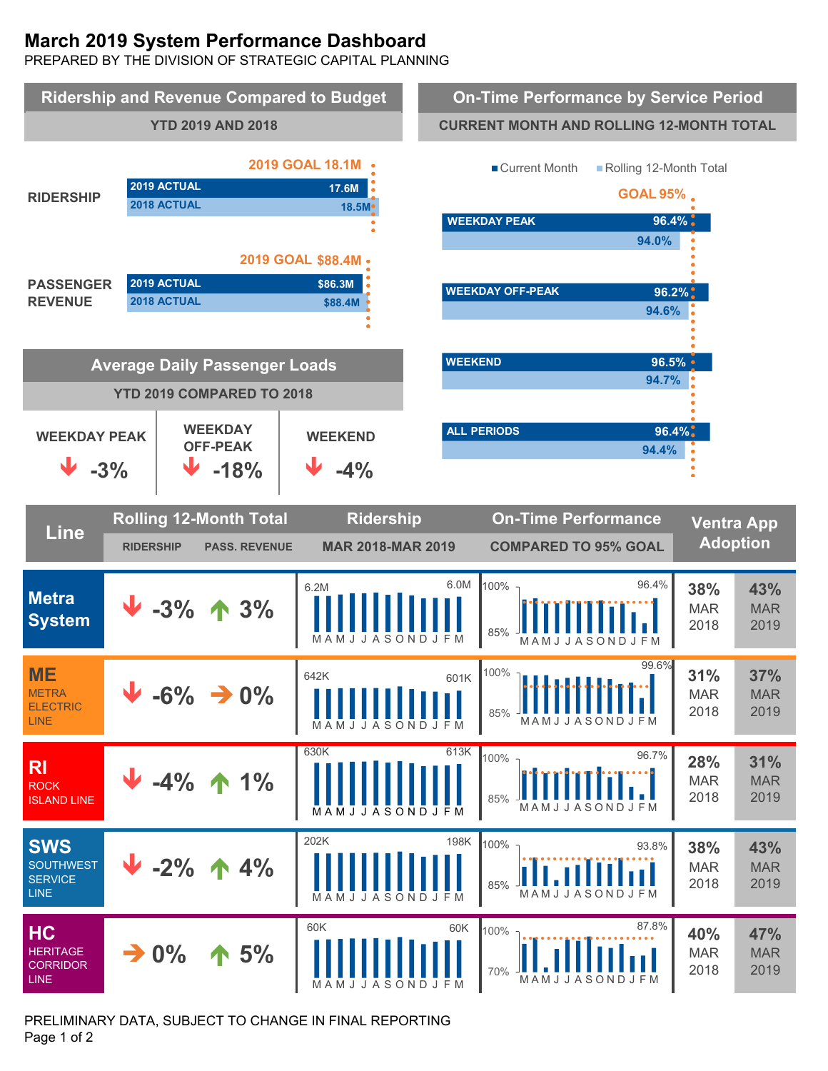# March 2019 System Performance Dashboard

PREPARED BY THE DIVISION OF STRATEGIC CAPITAL PLANNING

## Ridership and Revenue Compared to Budget

YTD 2019 AND 2018

| | 2019 GOAL | 2019 ACTUAL | 2018 ACTUAL |
|---|---|---|---|
| RIDERSHIP | 18.1M | 17.6M | 18.5M |
| PASSENGER REVENUE | $88.4M | $86.3M | $88.4M |

## On-Time Performance by Service Period

CURRENT MONTH AND ROLLING 12-MONTH TOTAL

GOAL 95%

| Service Period | Current Month | Rolling 12-Month Total |
|---|---|---|
| WEEKDAY PEAK | 96.4% | 94.0% |
| WEEKDAY OFF-PEAK | 96.2% | 94.6% |
| WEEKEND | 96.5% | 94.7% |
| ALL PERIODS | 96.4% | 94.4% |

## Average Daily Passenger Loads

YTD 2019 COMPARED TO 2018

| WEEKDAY PEAK | WEEKDAY OFF-PEAK | WEEKEND |
|---|---|---|
| ↓ -3% | ↓ -18% | ↓ -4% |

## Line Performance

| Line | Rolling 12-Month Total: Ridership | Rolling 12-Month Total: Pass. Revenue | Ridership MAR 2018-MAR 2019 | On-Time Performance Compared to 95% Goal (MAR 2019) | Ventra App Adoption MAR 2018 | Ventra App Adoption MAR 2019 |
|---|---|---|---|---|---|---|
| Metra System | ↓ -3% | ↑ 3% | 6.2M → 6.0M | 96.4% | 38% | 43% |
| ME METRA ELECTRIC LINE | ↓ -6% | → 0% | 642K → 601K | 99.6% | 31% | 37% |
| RI ROCK ISLAND LINE | ↓ -4% | ↑ 1% | 630K → 613K | 96.7% | 28% | 31% |
| SWS SOUTHWEST SERVICE LINE | ↓ -2% | ↑ 4% | 202K → 198K | 93.8% | 38% | 43% |
| HC HERITAGE CORRIDOR LINE | → 0% | ↑ 5% | 60K → 60K | 87.8% | 40% | 47% |

PRELIMINARY DATA, SUBJECT TO CHANGE IN FINAL REPORTING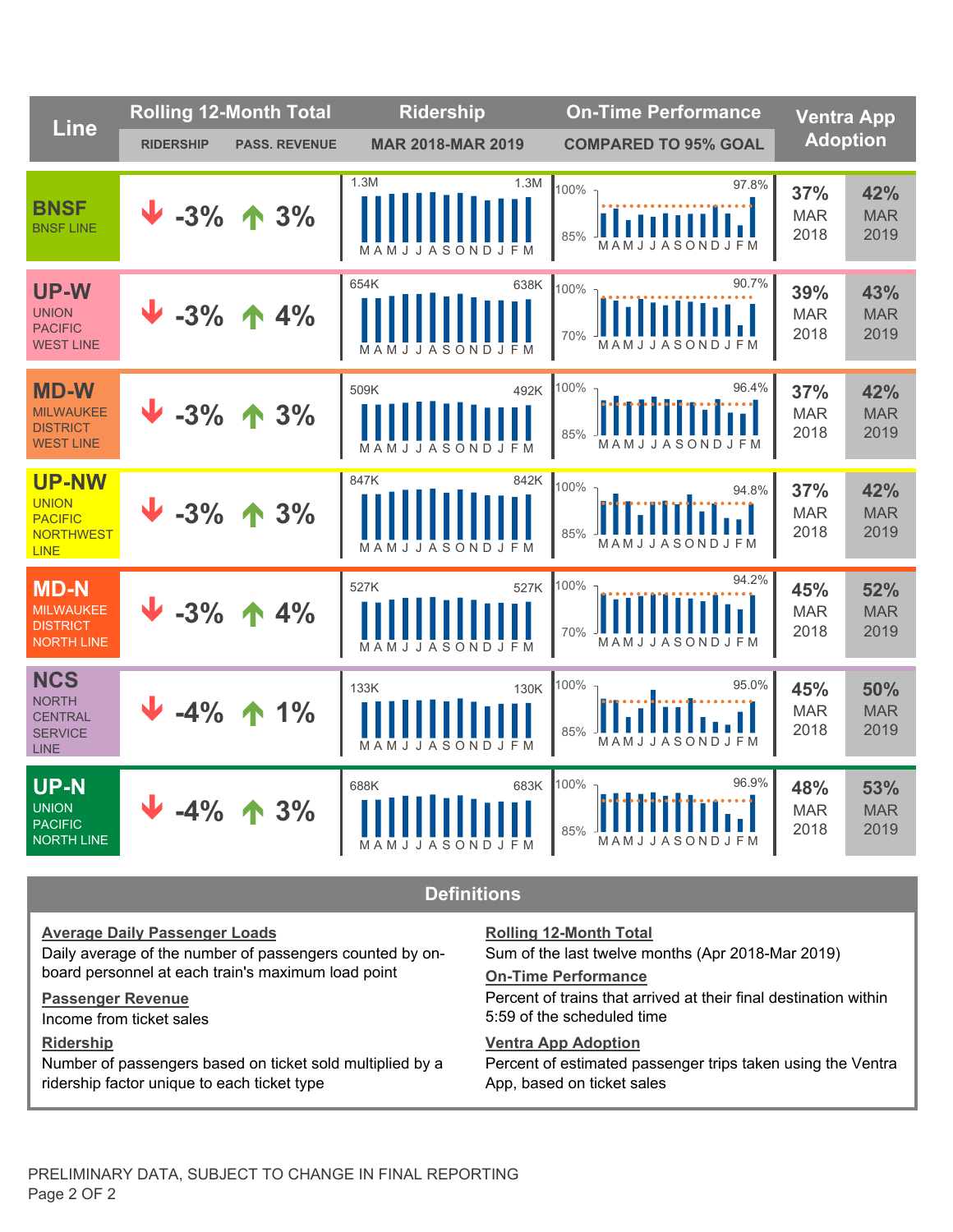| Line | Rolling 12-Month Total: Ridership | Rolling 12-Month Total: Pass. Revenue | Ridership (Mar 2018-Mar 2019) | On-Time Performance (Compared to 95% Goal) | Ventra App Adoption: Mar 2018 | Ventra App Adoption: Mar 2019 |
|---|---|---|---|---|---|---|
| **BNSF** BNSF LINE | -3% | 3% | 1.3M – 1.3M | 97.8% | 37% | 42% |
| **UP-W** UNION PACIFIC WEST LINE | -3% | 4% | 654K – 638K | 90.7% | 39% | 43% |
| **MD-W** MILWAUKEE DISTRICT WEST LINE | -3% | 3% | 509K – 492K | 96.4% | 37% | 42% |
| **UP-NW** UNION PACIFIC NORTHWEST LINE | -3% | 3% | 847K – 842K | 94.8% | 37% | 42% |
| **MD-N** MILWAUKEE DISTRICT NORTH LINE | -3% | 4% | 527K – 527K | 94.2% | 45% | 52% |
| **NCS** NORTH CENTRAL SERVICE LINE | -4% | 1% | 133K – 130K | 95.0% | 45% | 50% |
| **UP-N** UNION PACIFIC NORTH LINE | -4% | 3% | 688K – 683K | 96.9% | 48% | 53% |

## Definitions

**Average Daily Passenger Loads**
Daily average of the number of passengers counted by on-board personnel at each train's maximum load point

**Passenger Revenue**
Income from ticket sales

**Ridership**
Number of passengers based on ticket sold multiplied by a ridership factor unique to each ticket type

**Rolling 12-Month Total**
Sum of the last twelve months (Apr 2018-Mar 2019)

**On-Time Performance**
Percent of trains that arrived at their final destination within 5:59 of the scheduled time

**Ventra App Adoption**
Percent of estimated passenger trips taken using the Ventra App, based on ticket sales

PRELIMINARY DATA, SUBJECT TO CHANGE IN FINAL REPORTING